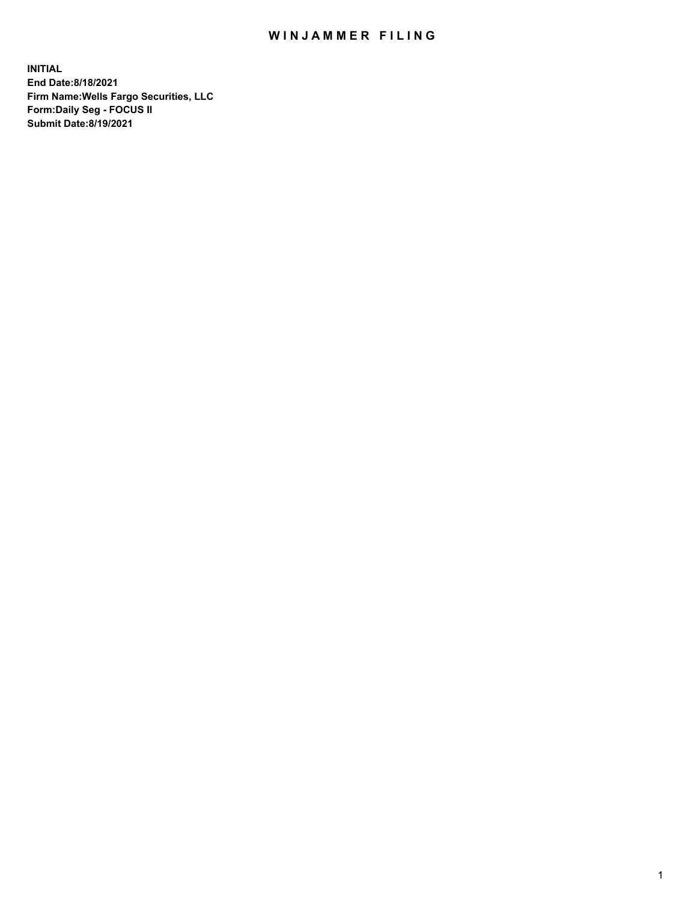# WINJAMMER FILING

**INITIAL**
**End Date:8/18/2021**
**Firm Name:Wells Fargo Securities, LLC**
**Form:Daily Seg - FOCUS II**
**Submit Date:8/19/2021**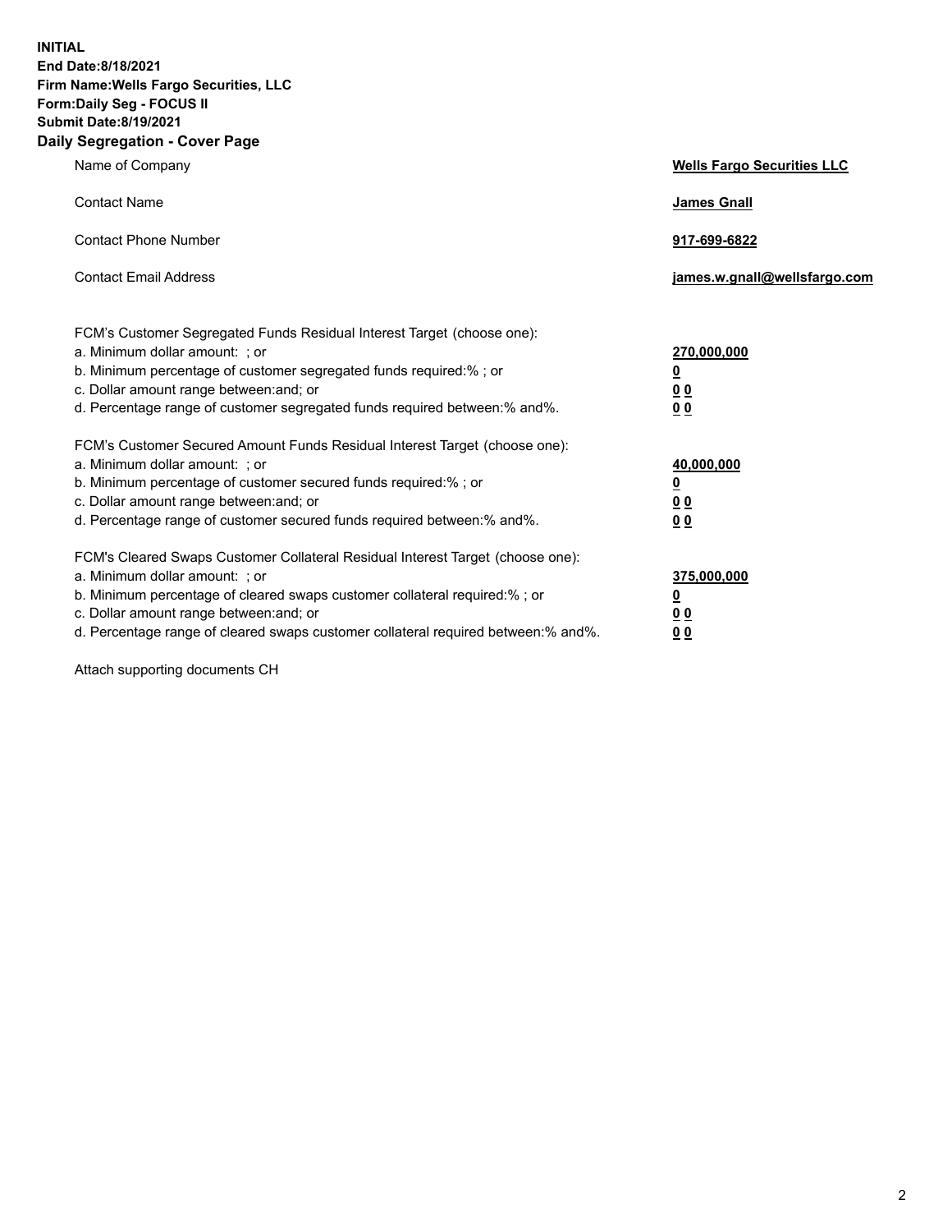**INITIAL**
**End Date:8/18/2021**
**Firm Name:Wells Fargo Securities, LLC**
**Form:Daily Seg - FOCUS II**
**Submit Date:8/19/2021**

## Daily Segregation - Cover Page

| | |
|---|---|
| Name of Company | **Wells Fargo Securities LLC** |
| Contact Name | **James Gnall** |
| Contact Phone Number | **917-699-6822** |
| Contact Email Address | **james.w.gnall@wellsfargo.com** |

| | |
|---|---|
| FCM's Customer Segregated Funds Residual Interest Target (choose one): | |
| a. Minimum dollar amount: ; or | **270,000,000** |
| b. Minimum percentage of customer segregated funds required:% ; or | **0** |
| c. Dollar amount range between:and; or | **0 0** |
| d. Percentage range of customer segregated funds required between:% and%. | **0 0** |
| FCM's Customer Secured Amount Funds Residual Interest Target (choose one): | |
| a. Minimum dollar amount: ; or | **40,000,000** |
| b. Minimum percentage of customer secured funds required:% ; or | **0** |
| c. Dollar amount range between:and; or | **0 0** |
| d. Percentage range of customer secured funds required between:% and%. | **0 0** |
| FCM's Cleared Swaps Customer Collateral Residual Interest Target (choose one): | |
| a. Minimum dollar amount: ; or | **375,000,000** |
| b. Minimum percentage of cleared swaps customer collateral required:% ; or | **0** |
| c. Dollar amount range between:and; or | **0 0** |
| d. Percentage range of cleared swaps customer collateral required between:% and%. | **0 0** |

Attach supporting documents CH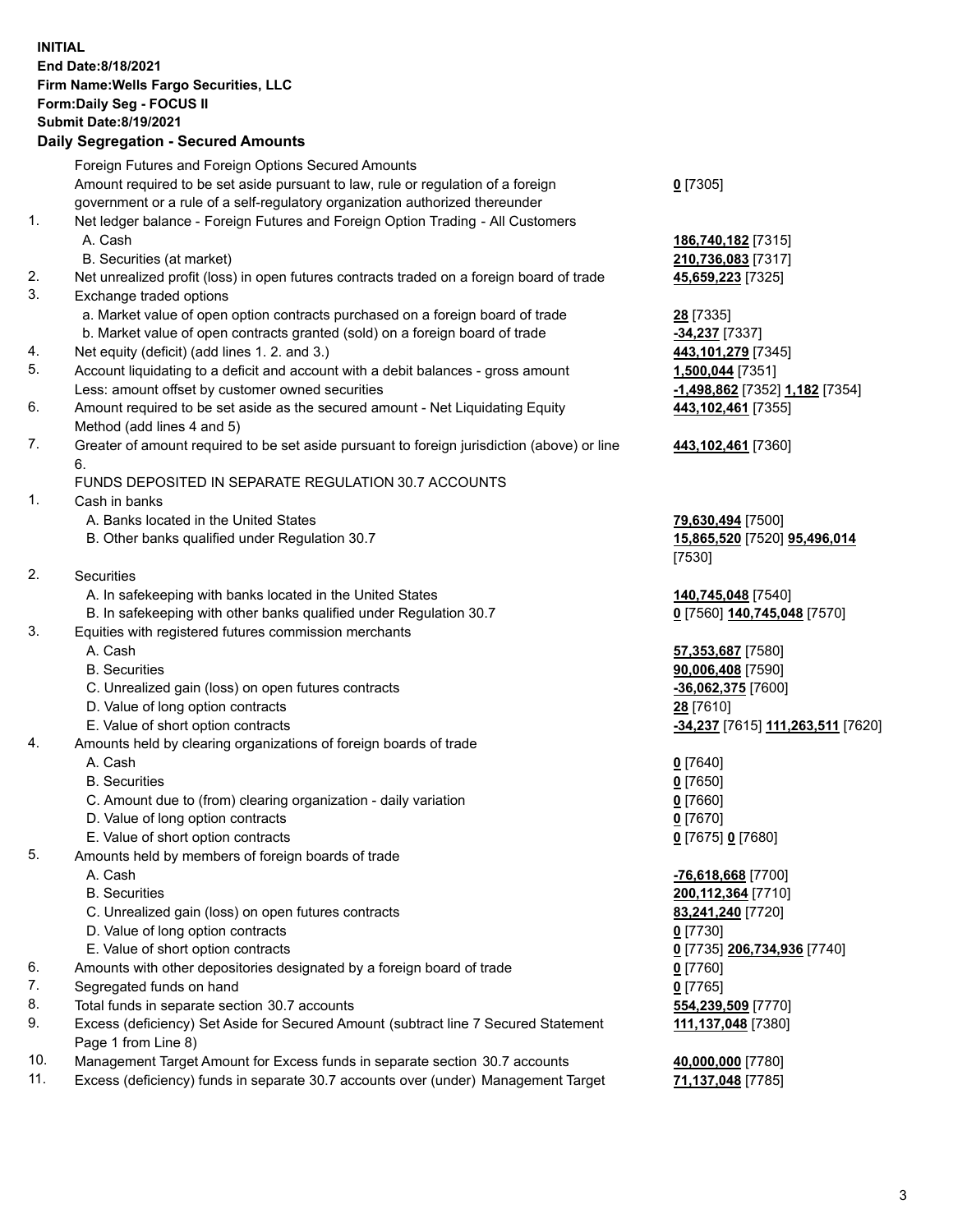**INITIAL**
**End Date:8/18/2021**
**Firm Name:Wells Fargo Securities, LLC**
**Form:Daily Seg - FOCUS II**
**Submit Date:8/19/2021**

## Daily Segregation - Secured Amounts

| | | |
|---|---|---|
| | Foreign Futures and Foreign Options Secured Amounts | |
| | Amount required to be set aside pursuant to law, rule or regulation of a foreign government or a rule of a self-regulatory organization authorized thereunder | **0** [7305] |
| 1. | Net ledger balance - Foreign Futures and Foreign Option Trading - All Customers | |
| | A. Cash | **186,740,182** [7315] |
| | B. Securities (at market) | **210,736,083** [7317] |
| 2. | Net unrealized profit (loss) in open futures contracts traded on a foreign board of trade | **45,659,223** [7325] |
| 3. | Exchange traded options | |
| | a. Market value of open option contracts purchased on a foreign board of trade | **28** [7335] |
| | b. Market value of open contracts granted (sold) on a foreign board of trade | **-34,237** [7337] |
| 4. | Net equity (deficit) (add lines 1. 2. and 3.) | **443,101,279** [7345] |
| 5. | Account liquidating to a deficit and account with a debit balances - gross amount | **1,500,044** [7351] |
| | Less: amount offset by customer owned securities | **-1,498,862** [7352] **1,182** [7354] |
| 6. | Amount required to be set aside as the secured amount - Net Liquidating Equity Method (add lines 4 and 5) | **443,102,461** [7355] |
| 7. | Greater of amount required to be set aside pursuant to foreign jurisdiction (above) or line 6. | **443,102,461** [7360] |
| | FUNDS DEPOSITED IN SEPARATE REGULATION 30.7 ACCOUNTS | |
| 1. | Cash in banks | |
| | A. Banks located in the United States | **79,630,494** [7500] |
| | B. Other banks qualified under Regulation 30.7 | **15,865,520** [7520] **95,496,014** [7530] |
| 2. | Securities | |
| | A. In safekeeping with banks located in the United States | **140,745,048** [7540] |
| | B. In safekeeping with other banks qualified under Regulation 30.7 | **0** [7560] **140,745,048** [7570] |
| 3. | Equities with registered futures commission merchants | |
| | A. Cash | **57,353,687** [7580] |
| | B. Securities | **90,006,408** [7590] |
| | C. Unrealized gain (loss) on open futures contracts | **-36,062,375** [7600] |
| | D. Value of long option contracts | **28** [7610] |
| | E. Value of short option contracts | **-34,237** [7615] **111,263,511** [7620] |
| 4. | Amounts held by clearing organizations of foreign boards of trade | |
| | A. Cash | **0** [7640] |
| | B. Securities | **0** [7650] |
| | C. Amount due to (from) clearing organization - daily variation | **0** [7660] |
| | D. Value of long option contracts | **0** [7670] |
| | E. Value of short option contracts | **0** [7675] **0** [7680] |
| 5. | Amounts held by members of foreign boards of trade | |
| | A. Cash | **-76,618,668** [7700] |
| | B. Securities | **200,112,364** [7710] |
| | C. Unrealized gain (loss) on open futures contracts | **83,241,240** [7720] |
| | D. Value of long option contracts | **0** [7730] |
| | E. Value of short option contracts | **0** [7735] **206,734,936** [7740] |
| 6. | Amounts with other depositories designated by a foreign board of trade | **0** [7760] |
| 7. | Segregated funds on hand | **0** [7765] |
| 8. | Total funds in separate section 30.7 accounts | **554,239,509** [7770] |
| 9. | Excess (deficiency) Set Aside for Secured Amount (subtract line 7 Secured Statement Page 1 from Line 8) | **111,137,048** [7380] |
| 10. | Management Target Amount for Excess funds in separate section 30.7 accounts | **40,000,000** [7780] |
| 11. | Excess (deficiency) funds in separate 30.7 accounts over (under) Management Target | **71,137,048** [7785] |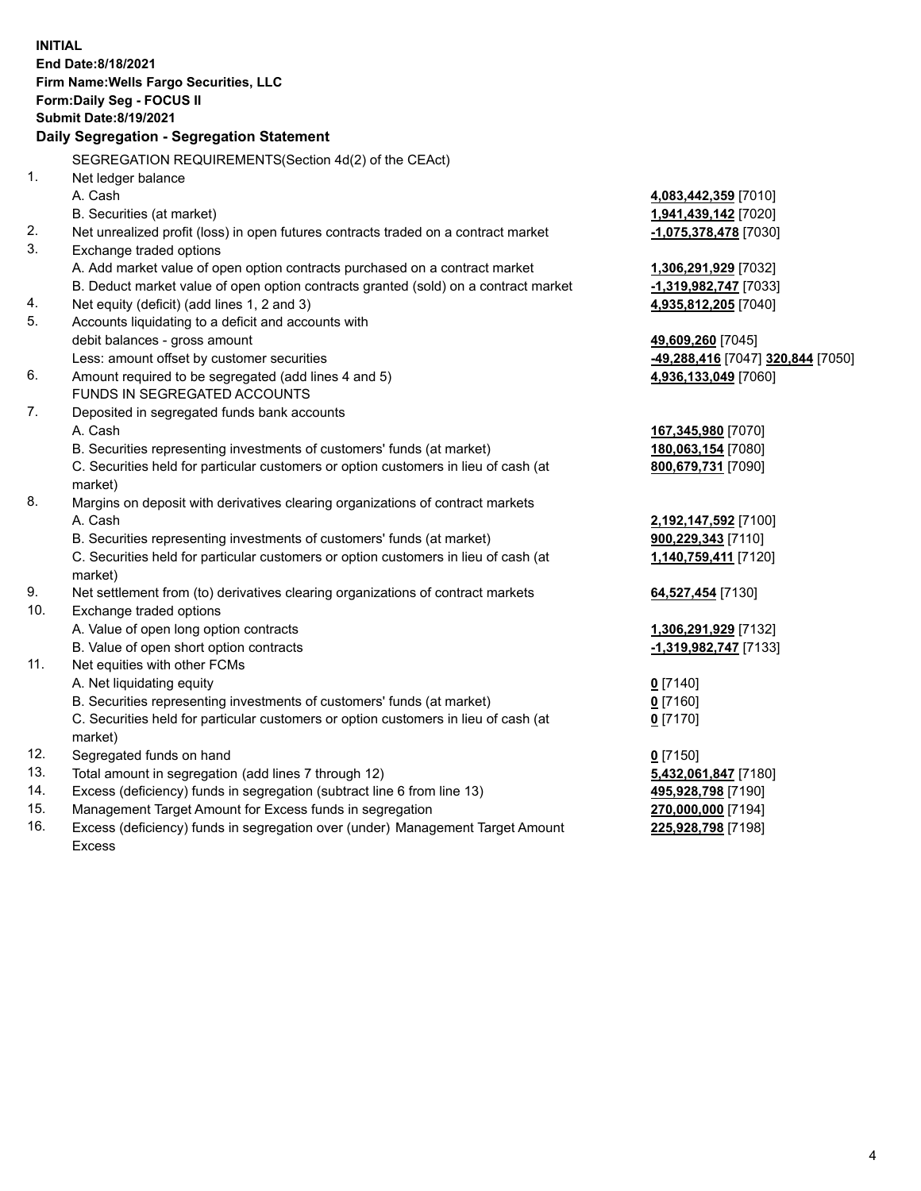**INITIAL**
**End Date:8/18/2021**
**Firm Name:Wells Fargo Securities, LLC**
**Form:Daily Seg - FOCUS II**
**Submit Date:8/19/2021**

## Daily Segregation - Segregation Statement

SEGREGATION REQUIREMENTS(Section 4d(2) of the CEAct)

| | | |
|---|---|---|
| 1. | Net ledger balance | |
| | A. Cash | **4,083,442,359** [7010] |
| | B. Securities (at market) | **1,941,439,142** [7020] |
| 2. | Net unrealized profit (loss) in open futures contracts traded on a contract market | **-1,075,378,478** [7030] |
| 3. | Exchange traded options | |
| | A. Add market value of open option contracts purchased on a contract market | **1,306,291,929** [7032] |
| | B. Deduct market value of open option contracts granted (sold) on a contract market | **-1,319,982,747** [7033] |
| 4. | Net equity (deficit) (add lines 1, 2 and 3) | **4,935,812,205** [7040] |
| 5. | Accounts liquidating to a deficit and accounts with debit balances - gross amount | **49,609,260** [7045] |
| | Less: amount offset by customer securities | **-49,288,416** [7047] **320,844** [7050] |
| 6. | Amount required to be segregated (add lines 4 and 5) | **4,936,133,049** [7060] |
| | FUNDS IN SEGREGATED ACCOUNTS | |
| 7. | Deposited in segregated funds bank accounts | |
| | A. Cash | **167,345,980** [7070] |
| | B. Securities representing investments of customers' funds (at market) | **180,063,154** [7080] |
| | C. Securities held for particular customers or option customers in lieu of cash (at market) | **800,679,731** [7090] |
| 8. | Margins on deposit with derivatives clearing organizations of contract markets | |
| | A. Cash | **2,192,147,592** [7100] |
| | B. Securities representing investments of customers' funds (at market) | **900,229,343** [7110] |
| | C. Securities held for particular customers or option customers in lieu of cash (at market) | **1,140,759,411** [7120] |
| 9. | Net settlement from (to) derivatives clearing organizations of contract markets | **64,527,454** [7130] |
| 10. | Exchange traded options | |
| | A. Value of open long option contracts | **1,306,291,929** [7132] |
| | B. Value of open short option contracts | **-1,319,982,747** [7133] |
| 11. | Net equities with other FCMs | |
| | A. Net liquidating equity | **0** [7140] |
| | B. Securities representing investments of customers' funds (at market) | **0** [7160] |
| | C. Securities held for particular customers or option customers in lieu of cash (at market) | **0** [7170] |
| 12. | Segregated funds on hand | **0** [7150] |
| 13. | Total amount in segregation (add lines 7 through 12) | **5,432,061,847** [7180] |
| 14. | Excess (deficiency) funds in segregation (subtract line 6 from line 13) | **495,928,798** [7190] |
| 15. | Management Target Amount for Excess funds in segregation | **270,000,000** [7194] |
| 16. | Excess (deficiency) funds in segregation over (under) Management Target Amount Excess | **225,928,798** [7198] |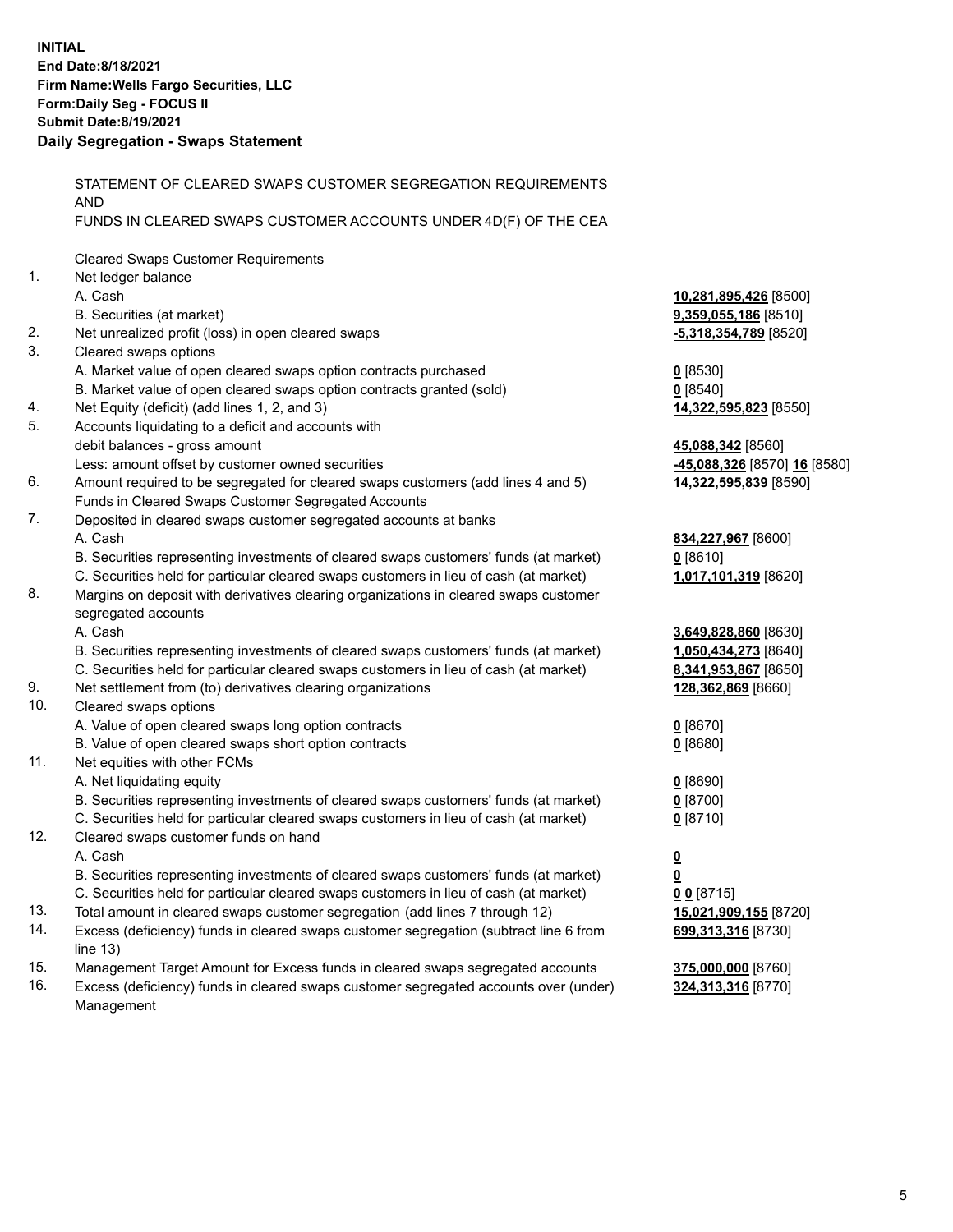**INITIAL**
**End Date:8/18/2021**
**Firm Name:Wells Fargo Securities, LLC**
**Form:Daily Seg - FOCUS II**
**Submit Date:8/19/2021**
**Daily Segregation - Swaps Statement**

STATEMENT OF CLEARED SWAPS CUSTOMER SEGREGATION REQUIREMENTS AND FUNDS IN CLEARED SWAPS CUSTOMER ACCOUNTS UNDER 4D(F) OF THE CEA

| | | |
|---|---|---|
| | Cleared Swaps Customer Requirements | |
| 1. | Net ledger balance | |
| | A. Cash | **10,281,895,426** [8500] |
| | B. Securities (at market) | **9,359,055,186** [8510] |
| 2. | Net unrealized profit (loss) in open cleared swaps | **-5,318,354,789** [8520] |
| 3. | Cleared swaps options | |
| | A. Market value of open cleared swaps option contracts purchased | **0** [8530] |
| | B. Market value of open cleared swaps option contracts granted (sold) | **0** [8540] |
| 4. | Net Equity (deficit) (add lines 1, 2, and 3) | **14,322,595,823** [8550] |
| 5. | Accounts liquidating to a deficit and accounts with debit balances - gross amount | **45,088,342** [8560] |
| | Less: amount offset by customer owned securities | **-45,088,326** [8570] **16** [8580] |
| 6. | Amount required to be segregated for cleared swaps customers (add lines 4 and 5) | **14,322,595,839** [8590] |
| | Funds in Cleared Swaps Customer Segregated Accounts | |
| 7. | Deposited in cleared swaps customer segregated accounts at banks | |
| | A. Cash | **834,227,967** [8600] |
| | B. Securities representing investments of cleared swaps customers' funds (at market) | **0** [8610] |
| | C. Securities held for particular cleared swaps customers in lieu of cash (at market) | **1,017,101,319** [8620] |
| 8. | Margins on deposit with derivatives clearing organizations in cleared swaps customer segregated accounts | |
| | A. Cash | **3,649,828,860** [8630] |
| | B. Securities representing investments of cleared swaps customers' funds (at market) | **1,050,434,273** [8640] |
| | C. Securities held for particular cleared swaps customers in lieu of cash (at market) | **8,341,953,867** [8650] |
| 9. | Net settlement from (to) derivatives clearing organizations | **128,362,869** [8660] |
| 10. | Cleared swaps options | |
| | A. Value of open cleared swaps long option contracts | **0** [8670] |
| | B. Value of open cleared swaps short option contracts | **0** [8680] |
| 11. | Net equities with other FCMs | |
| | A. Net liquidating equity | **0** [8690] |
| | B. Securities representing investments of cleared swaps customers' funds (at market) | **0** [8700] |
| | C. Securities held for particular cleared swaps customers in lieu of cash (at market) | **0** [8710] |
| 12. | Cleared swaps customer funds on hand | |
| | A. Cash | **0** |
| | B. Securities representing investments of cleared swaps customers' funds (at market) | **0** |
| | C. Securities held for particular cleared swaps customers in lieu of cash (at market) | **0** **0** [8715] |
| 13. | Total amount in cleared swaps customer segregation (add lines 7 through 12) | **15,021,909,155** [8720] |
| 14. | Excess (deficiency) funds in cleared swaps customer segregation (subtract line 6 from line 13) | **699,313,316** [8730] |
| 15. | Management Target Amount for Excess funds in cleared swaps segregated accounts | **375,000,000** [8760] |
| 16. | Excess (deficiency) funds in cleared swaps customer segregated accounts over (under) Management | **324,313,316** [8770] |